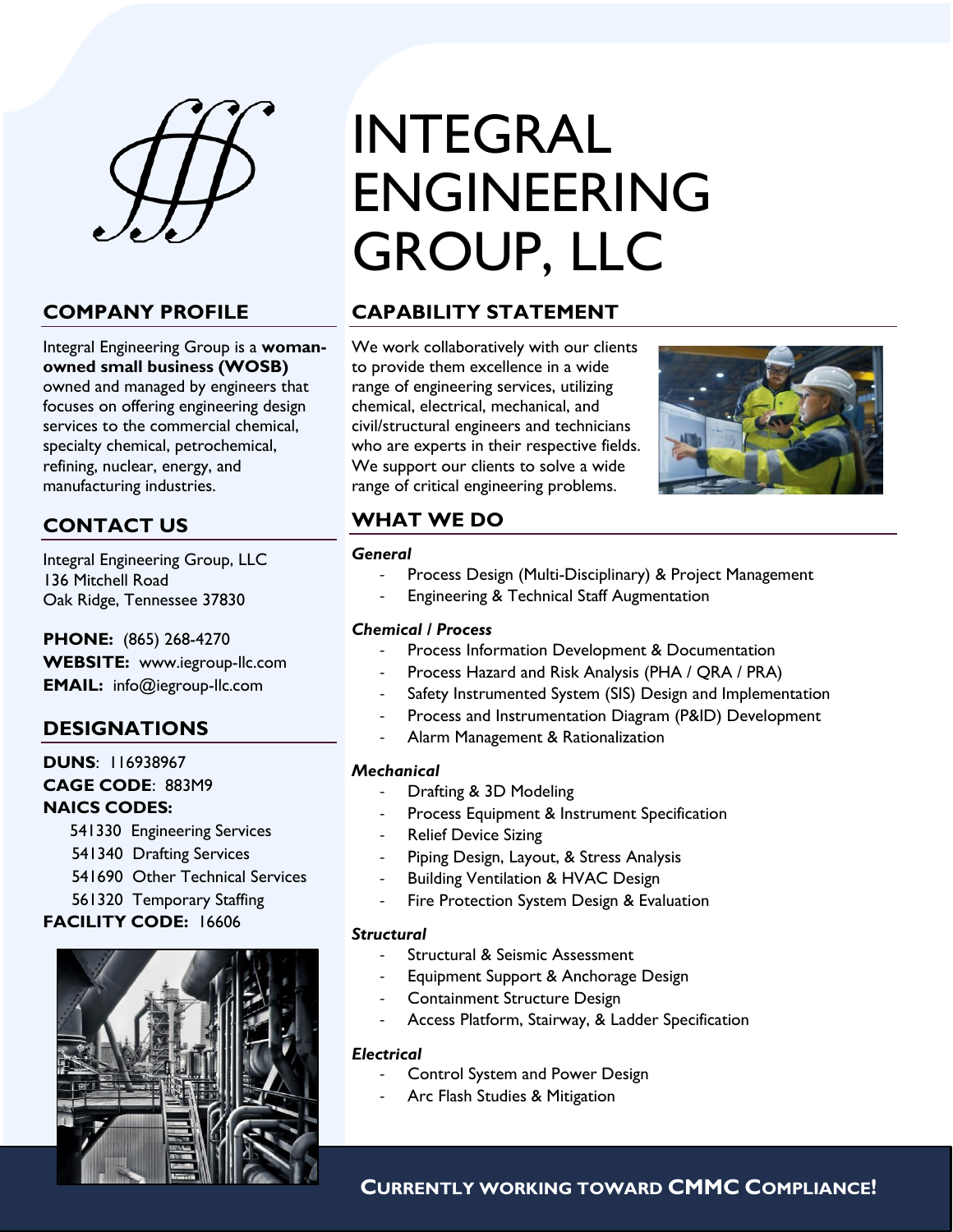# INTEGRAL ENGINEERING GROUP, LLC

## COMPANY PROFILE

Integral Engineering Group is a **woman-owned small business (WOSB)** owned and managed by engineers that focuses on offering engineering design services to the commercial chemical, specialty chemical, petrochemical, refining, nuclear, energy, and manufacturing industries.

## CONTACT US

Integral Engineering Group, LLC
136 Mitchell Road
Oak Ridge, Tennessee 37830

**PHONE:** (865) 268-4270
**WEBSITE:** www.iegroup-llc.com
**EMAIL:** info@iegroup-llc.com

## DESIGNATIONS

**DUNS**: 116938967
**CAGE CODE**: 883M9
**NAICS CODES:**

- 541330 Engineering Services
- 541340 Drafting Services
- 541690 Other Technical Services
- 561320 Temporary Staffing

**FACILITY CODE:** 16606

## CAPABILITY STATEMENT

We work collaboratively with our clients to provide them excellence in a wide range of engineering services, utilizing chemical, electrical, mechanical, and civil/structural engineers and technicians who are experts in their respective fields. We support our clients to solve a wide range of critical engineering problems.

## WHAT WE DO

***General***

- Process Design (Multi-Disciplinary) & Project Management
- Engineering & Technical Staff Augmentation

***Chemical / Process***

- Process Information Development & Documentation
- Process Hazard and Risk Analysis (PHA / QRA / PRA)
- Safety Instrumented System (SIS) Design and Implementation
- Process and Instrumentation Diagram (P&ID) Development
- Alarm Management & Rationalization

***Mechanical***

- Drafting & 3D Modeling
- Process Equipment & Instrument Specification
- Relief Device Sizing
- Piping Design, Layout, & Stress Analysis
- Building Ventilation & HVAC Design
- Fire Protection System Design & Evaluation

***Structural***

- Structural & Seismic Assessment
- Equipment Support & Anchorage Design
- Containment Structure Design
- Access Platform, Stairway, & Ladder Specification

***Electrical***

- Control System and Power Design
- Arc Flash Studies & Mitigation

**CURRENTLY WORKING TOWARD CMMC COMPLIANCE!**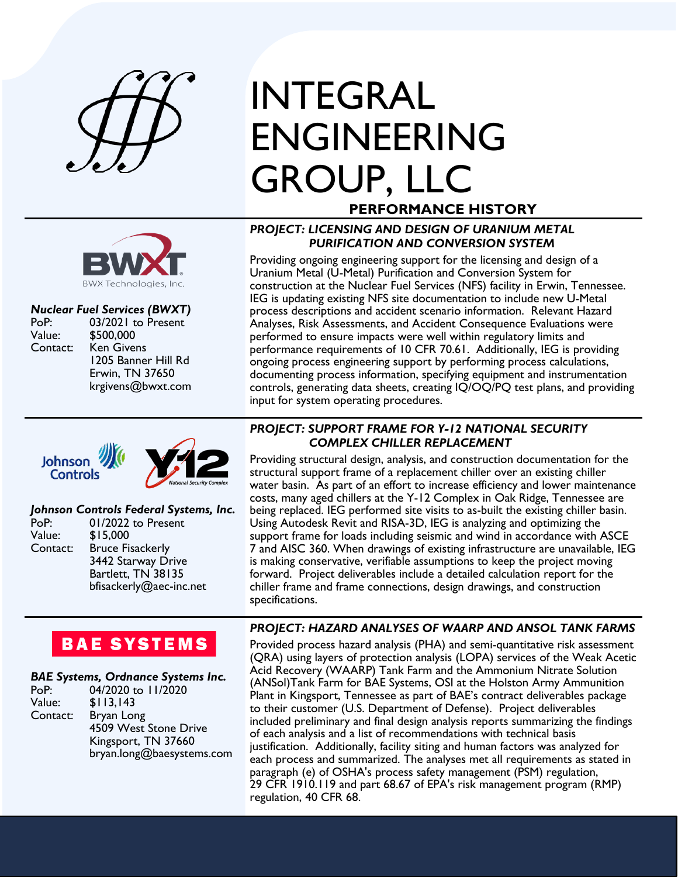# INTEGRAL ENGINEERING GROUP, LLC

## PERFORMANCE HISTORY

BWX Technologies, Inc.

***Nuclear Fuel Services (BWXT)***

PoP: 03/2021 to Present
Value: $500,000
Contact: Ken Givens
1205 Banner Hill Rd
Erwin, TN 37650
krgivens@bwxt.com

### *PROJECT: LICENSING AND DESIGN OF URANIUM METAL PURIFICATION AND CONVERSION SYSTEM*

Providing ongoing engineering support for the licensing and design of a Uranium Metal (U-Metal) Purification and Conversion System for construction at the Nuclear Fuel Services (NFS) facility in Erwin, Tennessee. IEG is updating existing NFS site documentation to include new U-Metal process descriptions and accident scenario information. Relevant Hazard Analyses, Risk Assessments, and Accident Consequence Evaluations were performed to ensure impacts were well within regulatory limits and performance requirements of 10 CFR 70.61. Additionally, IEG is providing ongoing process engineering support by performing process calculations, documenting process information, specifying equipment and instrumentation controls, generating data sheets, creating IQ/OQ/PQ test plans, and providing input for system operating procedures.

---

Johnson Controls — Y-12 National Security Complex

***Johnson Controls Federal Systems, Inc.***

PoP: 01/2022 to Present
Value: $15,000
Contact: Bruce Fisackerly
3442 Starway Drive
Bartlett, TN 38135
bfisackerly@aec-inc.net

### *PROJECT: SUPPORT FRAME FOR Y-12 NATIONAL SECURITY COMPLEX CHILLER REPLACEMENT*

Providing structural design, analysis, and construction documentation for the structural support frame of a replacement chiller over an existing chiller water basin. As part of an effort to increase efficiency and lower maintenance costs, many aged chillers at the Y-12 Complex in Oak Ridge, Tennessee are being replaced. IEG performed site visits to as-built the existing chiller basin. Using Autodesk Revit and RISA-3D, IEG is analyzing and optimizing the support frame for loads including seismic and wind in accordance with ASCE 7 and AISC 360. When drawings of existing infrastructure are unavailable, IEG is making conservative, verifiable assumptions to keep the project moving forward. Project deliverables include a detailed calculation report for the chiller frame and frame connections, design drawings, and construction specifications.

---

BAE SYSTEMS

***BAE Systems, Ordnance Systems Inc.***

PoP: 04/2020 to 11/2020
Value: $113,143
Contact: Bryan Long
4509 West Stone Drive
Kingsport, TN 37660
bryan.long@baesystems.com

### *PROJECT: HAZARD ANALYSES OF WAARP AND ANSOL TANK FARMS*

Provided process hazard analysis (PHA) and semi-quantitative risk assessment (QRA) using layers of protection analysis (LOPA) services of the Weak Acetic Acid Recovery (WAARP) Tank Farm and the Ammonium Nitrate Solution (ANSol)Tank Farm for BAE Systems, OSI at the Holston Army Ammunition Plant in Kingsport, Tennessee as part of BAE's contract deliverables package to their customer (U.S. Department of Defense). Project deliverables included preliminary and final design analysis reports summarizing the findings of each analysis and a list of recommendations with technical basis justification. Additionally, facility siting and human factors was analyzed for each process and summarized. The analyses met all requirements as stated in paragraph (e) of OSHA's process safety management (PSM) regulation, 29 CFR 1910.119 and part 68.67 of EPA's risk management program (RMP) regulation, 40 CFR 68.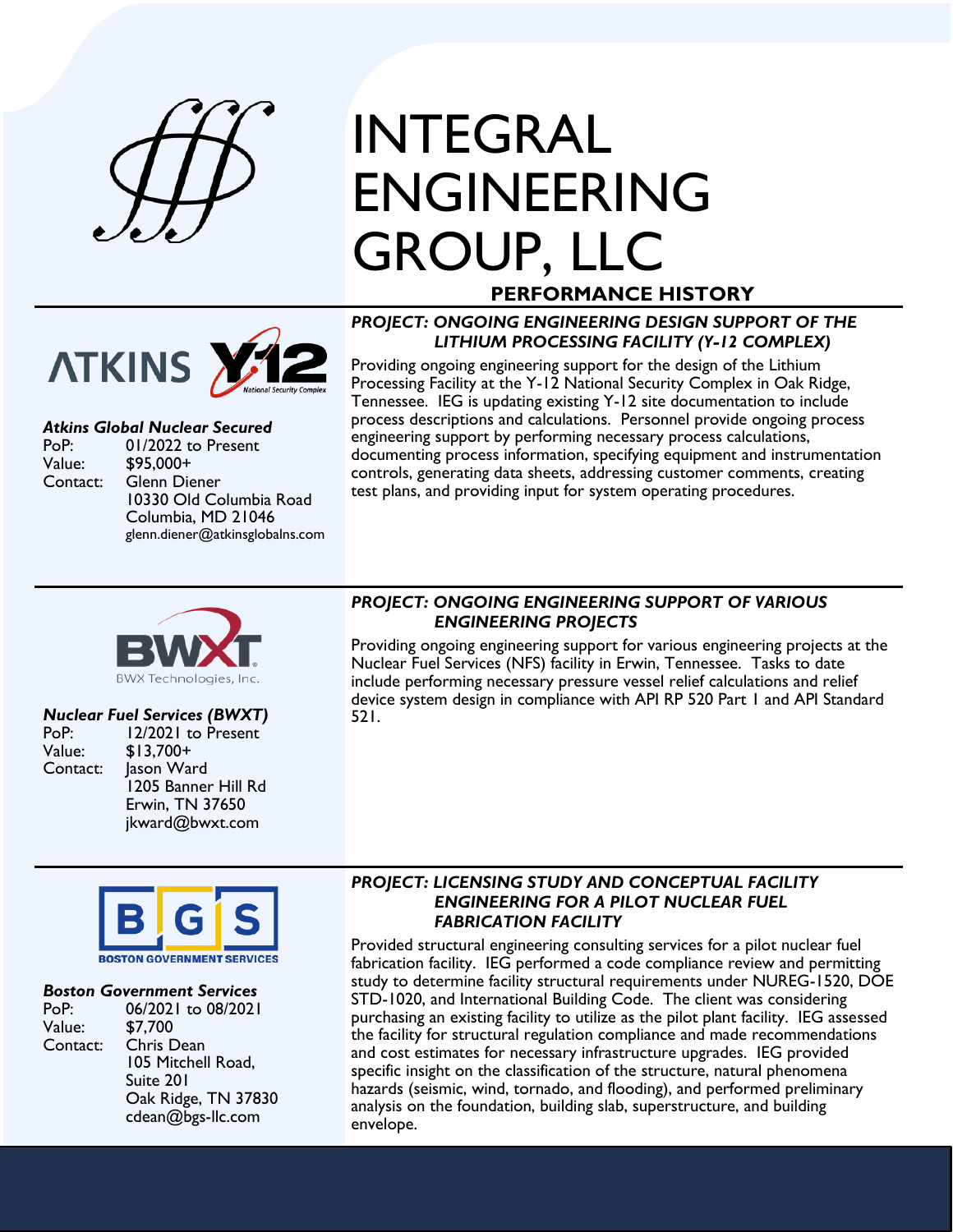# INTEGRAL ENGINEERING GROUP, LLC

## PERFORMANCE HISTORY

### PROJECT: ONGOING ENGINEERING DESIGN SUPPORT OF THE LITHIUM PROCESSING FACILITY (Y-12 COMPLEX)

ATKINS Y-12 National Security Complex

***Atkins Global Nuclear Secured***

PoP: 01/2022 to Present
Value: $95,000+
Contact: Glenn Diener
10330 Old Columbia Road
Columbia, MD 21046
glenn.diener@atkinsglobalns.com

Providing ongoing engineering support for the design of the Lithium Processing Facility at the Y-12 National Security Complex in Oak Ridge, Tennessee. IEG is updating existing Y-12 site documentation to include process descriptions and calculations. Personnel provide ongoing process engineering support by performing necessary process calculations, documenting process information, specifying equipment and instrumentation controls, generating data sheets, addressing customer comments, creating test plans, and providing input for system operating procedures.

### PROJECT: ONGOING ENGINEERING SUPPORT OF VARIOUS ENGINEERING PROJECTS

BWXT BWX Technologies, Inc.

***Nuclear Fuel Services (BWXT)***

PoP: 12/2021 to Present
Value: $13,700+
Contact: Jason Ward
1205 Banner Hill Rd
Erwin, TN 37650
jkward@bwxt.com

Providing ongoing engineering support for various engineering projects at the Nuclear Fuel Services (NFS) facility in Erwin, Tennessee. Tasks to date include performing necessary pressure vessel relief calculations and relief device system design in compliance with API RP 520 Part I and API Standard 521.

### PROJECT: LICENSING STUDY AND CONCEPTUAL FACILITY ENGINEERING FOR A PILOT NUCLEAR FUEL FABRICATION FACILITY

BGS BOSTON GOVERNMENT SERVICES

***Boston Government Services***

PoP: 06/2021 to 08/2021
Value: $7,700
Contact: Chris Dean
105 Mitchell Road,
Suite 201
Oak Ridge, TN 37830
cdean@bgs-llc.com

Provided structural engineering consulting services for a pilot nuclear fuel fabrication facility. IEG performed a code compliance review and permitting study to determine facility structural requirements under NUREG-1520, DOE STD-1020, and International Building Code. The client was considering purchasing an existing facility to utilize as the pilot plant facility. IEG assessed the facility for structural regulation compliance and made recommendations and cost estimates for necessary infrastructure upgrades. IEG provided specific insight on the classification of the structure, natural phenomena hazards (seismic, wind, tornado, and flooding), and performed preliminary analysis on the foundation, building slab, superstructure, and building envelope.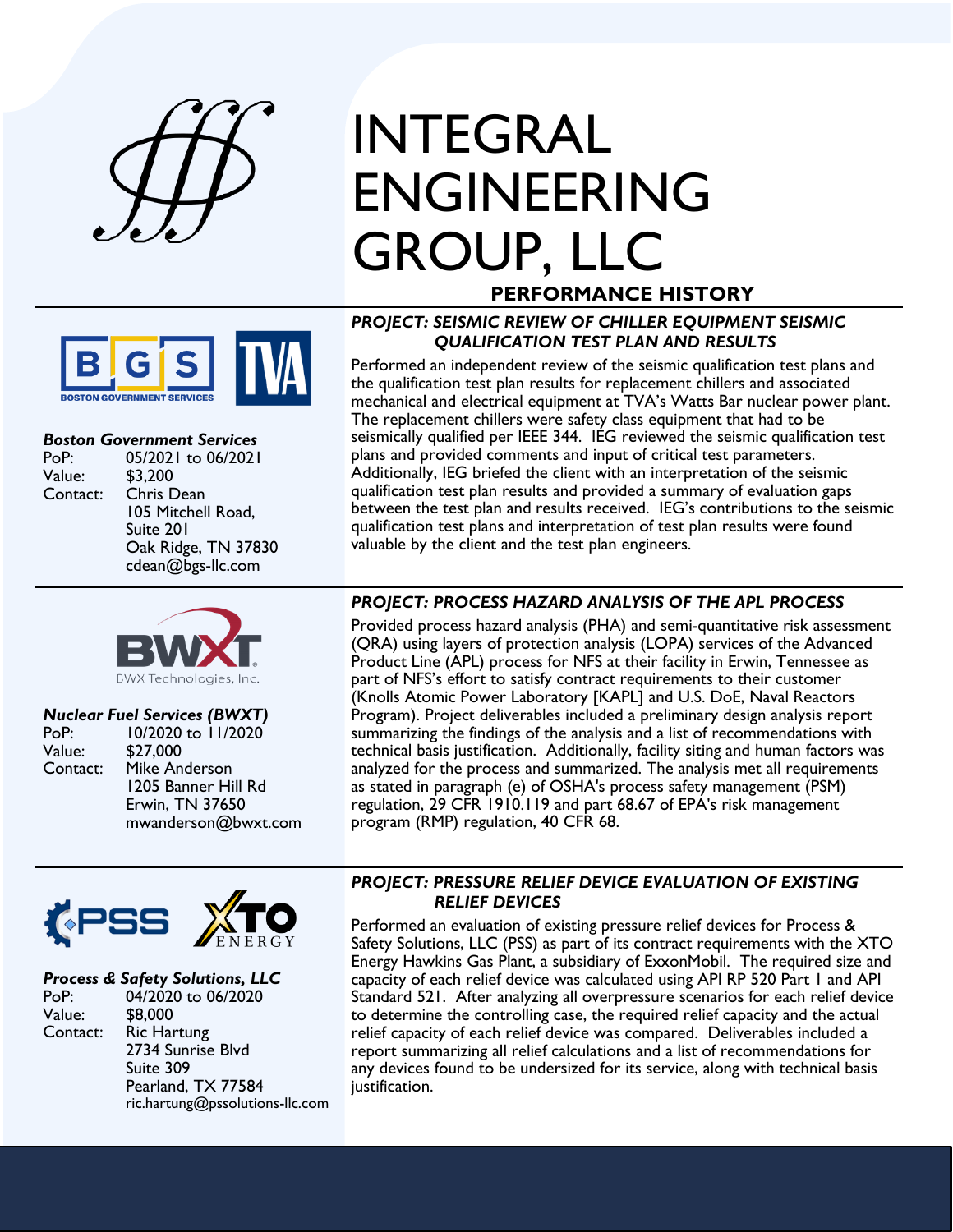# INTEGRAL ENGINEERING GROUP, LLC

## PERFORMANCE HISTORY

***Boston Government Services***

PoP: 05/2021 to 06/2021
Value: $3,200
Contact: Chris Dean
105 Mitchell Road,
Suite 201
Oak Ridge, TN 37830
cdean@bgs-llc.com

### *PROJECT: SEISMIC REVIEW OF CHILLER EQUIPMENT SEISMIC QUALIFICATION TEST PLAN AND RESULTS*

Performed an independent review of the seismic qualification test plans and the qualification test plan results for replacement chillers and associated mechanical and electrical equipment at TVA's Watts Bar nuclear power plant. The replacement chillers were safety class equipment that had to be seismically qualified per IEEE 344. IEG reviewed the seismic qualification test plans and provided comments and input of critical test parameters. Additionally, IEG briefed the client with an interpretation of the seismic qualification test plan results and provided a summary of evaluation gaps between the test plan and results received. IEG's contributions to the seismic qualification test plans and interpretation of test plan results were found valuable by the client and the test plan engineers.

***Nuclear Fuel Services (BWXT)***

PoP: 10/2020 to 11/2020
Value: $27,000
Contact: Mike Anderson
1205 Banner Hill Rd
Erwin, TN 37650
mwanderson@bwxt.com

### *PROJECT: PROCESS HAZARD ANALYSIS OF THE APL PROCESS*

Provided process hazard analysis (PHA) and semi-quantitative risk assessment (QRA) using layers of protection analysis (LOPA) services of the Advanced Product Line (APL) process for NFS at their facility in Erwin, Tennessee as part of NFS's effort to satisfy contract requirements to their customer (Knolls Atomic Power Laboratory [KAPL] and U.S. DoE, Naval Reactors Program). Project deliverables included a preliminary design analysis report summarizing the findings of the analysis and a list of recommendations with technical basis justification. Additionally, facility siting and human factors was analyzed for the process and summarized. The analysis met all requirements as stated in paragraph (e) of OSHA's process safety management (PSM) regulation, 29 CFR 1910.119 and part 68.67 of EPA's risk management program (RMP) regulation, 40 CFR 68.

***Process & Safety Solutions, LLC***

PoP: 04/2020 to 06/2020
Value: $8,000
Contact: Ric Hartung
2734 Sunrise Blvd
Suite 309
Pearland, TX 77584
ric.hartung@pssolutions-llc.com

### *PROJECT: PRESSURE RELIEF DEVICE EVALUATION OF EXISTING RELIEF DEVICES*

Performed an evaluation of existing pressure relief devices for Process & Safety Solutions, LLC (PSS) as part of its contract requirements with the XTO Energy Hawkins Gas Plant, a subsidiary of ExxonMobil. The required size and capacity of each relief device was calculated using API RP 520 Part I and API Standard 521. After analyzing all overpressure scenarios for each relief device to determine the controlling case, the required relief capacity and the actual relief capacity of each relief device was compared. Deliverables included a report summarizing all relief calculations and a list of recommendations for any devices found to be undersized for its service, along with technical basis justification.